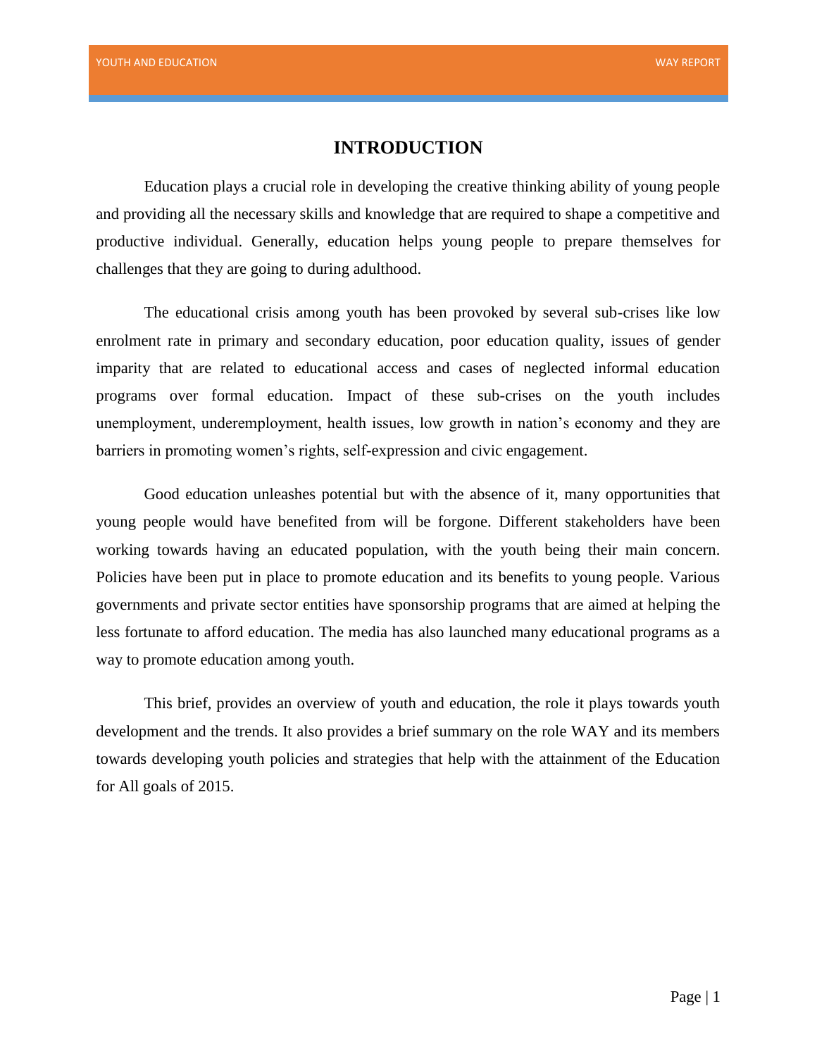# INTRODUCTION

Education plays a crucial role in developing the creative thinking ability of young people and providing all the necessary skills and knowledge that are required to shape a competitive and productive individual. Generally, education helps young people to prepare themselves for challenges that they are going to during adulthood.

The educational crisis among youth has been provoked by several sub-crises like low enrolment rate in primary and secondary education, poor education quality, issues of gender imparity that are related to educational access and cases of neglected informal education programs over formal education. Impact of these sub-crises on the youth includes unemployment, underemployment, health issues, low growth in nation's economy and they are barriers in promoting women's rights, self-expression and civic engagement.

Good education unleashes potential but with the absence of it, many opportunities that young people would have benefited from will be forgone. Different stakeholders have been working towards having an educated population, with the youth being their main concern. Policies have been put in place to promote education and its benefits to young people. Various governments and private sector entities have sponsorship programs that are aimed at helping the less fortunate to afford education. The media has also launched many educational programs as a way to promote education among youth.

This brief, provides an overview of youth and education, the role it plays towards youth development and the trends. It also provides a brief summary on the role WAY and its members towards developing youth policies and strategies that help with the attainment of the Education for All goals of 2015.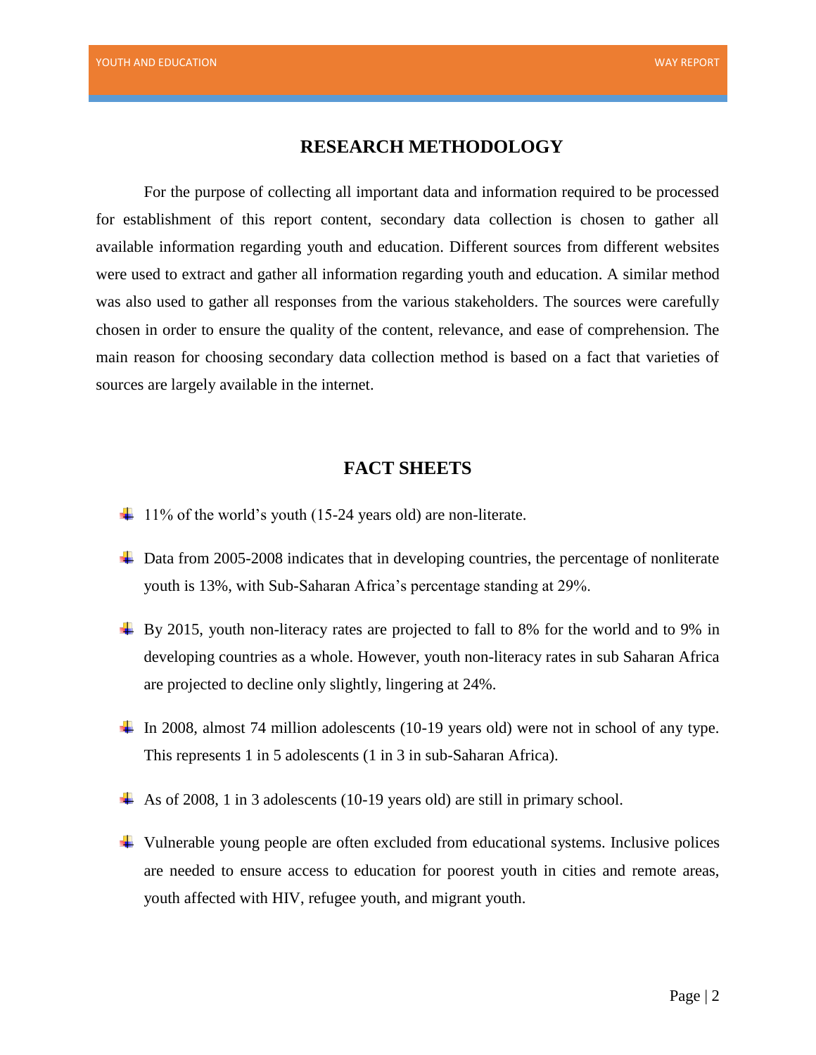## RESEARCH METHODOLOGY

For the purpose of collecting all important data and information required to be processed for establishment of this report content, secondary data collection is chosen to gather all available information regarding youth and education. Different sources from different websites were used to extract and gather all information regarding youth and education. A similar method was also used to gather all responses from the various stakeholders. The sources were carefully chosen in order to ensure the quality of the content, relevance, and ease of comprehension. The main reason for choosing secondary data collection method is based on a fact that varieties of sources are largely available in the internet.

## FACT SHEETS

- 11% of the world's youth (15-24 years old) are non-literate.
- Data from 2005-2008 indicates that in developing countries, the percentage of nonliterate youth is 13%, with Sub-Saharan Africa's percentage standing at 29%.
- By 2015, youth non-literacy rates are projected to fall to 8% for the world and to 9% in developing countries as a whole. However, youth non-literacy rates in sub Saharan Africa are projected to decline only slightly, lingering at 24%.
- In 2008, almost 74 million adolescents (10-19 years old) were not in school of any type. This represents 1 in 5 adolescents (1 in 3 in sub-Saharan Africa).
- As of 2008, 1 in 3 adolescents (10-19 years old) are still in primary school.
- Vulnerable young people are often excluded from educational systems. Inclusive polices are needed to ensure access to education for poorest youth in cities and remote areas, youth affected with HIV, refugee youth, and migrant youth.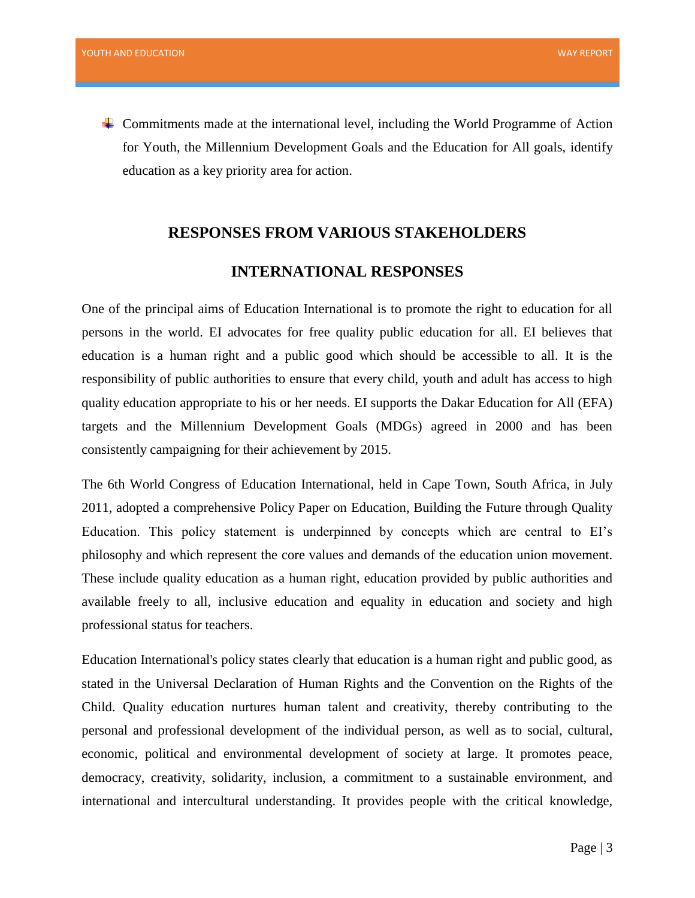- Commitments made at the international level, including the World Programme of Action for Youth, the Millennium Development Goals and the Education for All goals, identify education as a key priority area for action.

## RESPONSES FROM VARIOUS STAKEHOLDERS

## INTERNATIONAL RESPONSES

One of the principal aims of Education International is to promote the right to education for all persons in the world. EI advocates for free quality public education for all. EI believes that education is a human right and a public good which should be accessible to all. It is the responsibility of public authorities to ensure that every child, youth and adult has access to high quality education appropriate to his or her needs. EI supports the Dakar Education for All (EFA) targets and the Millennium Development Goals (MDGs) agreed in 2000 and has been consistently campaigning for their achievement by 2015.

The 6th World Congress of Education International, held in Cape Town, South Africa, in July 2011, adopted a comprehensive Policy Paper on Education, Building the Future through Quality Education. This policy statement is underpinned by concepts which are central to EI's philosophy and which represent the core values and demands of the education union movement. These include quality education as a human right, education provided by public authorities and available freely to all, inclusive education and equality in education and society and high professional status for teachers.

Education International's policy states clearly that education is a human right and public good, as stated in the Universal Declaration of Human Rights and the Convention on the Rights of the Child. Quality education nurtures human talent and creativity, thereby contributing to the personal and professional development of the individual person, as well as to social, cultural, economic, political and environmental development of society at large. It promotes peace, democracy, creativity, solidarity, inclusion, a commitment to a sustainable environment, and international and intercultural understanding. It provides people with the critical knowledge,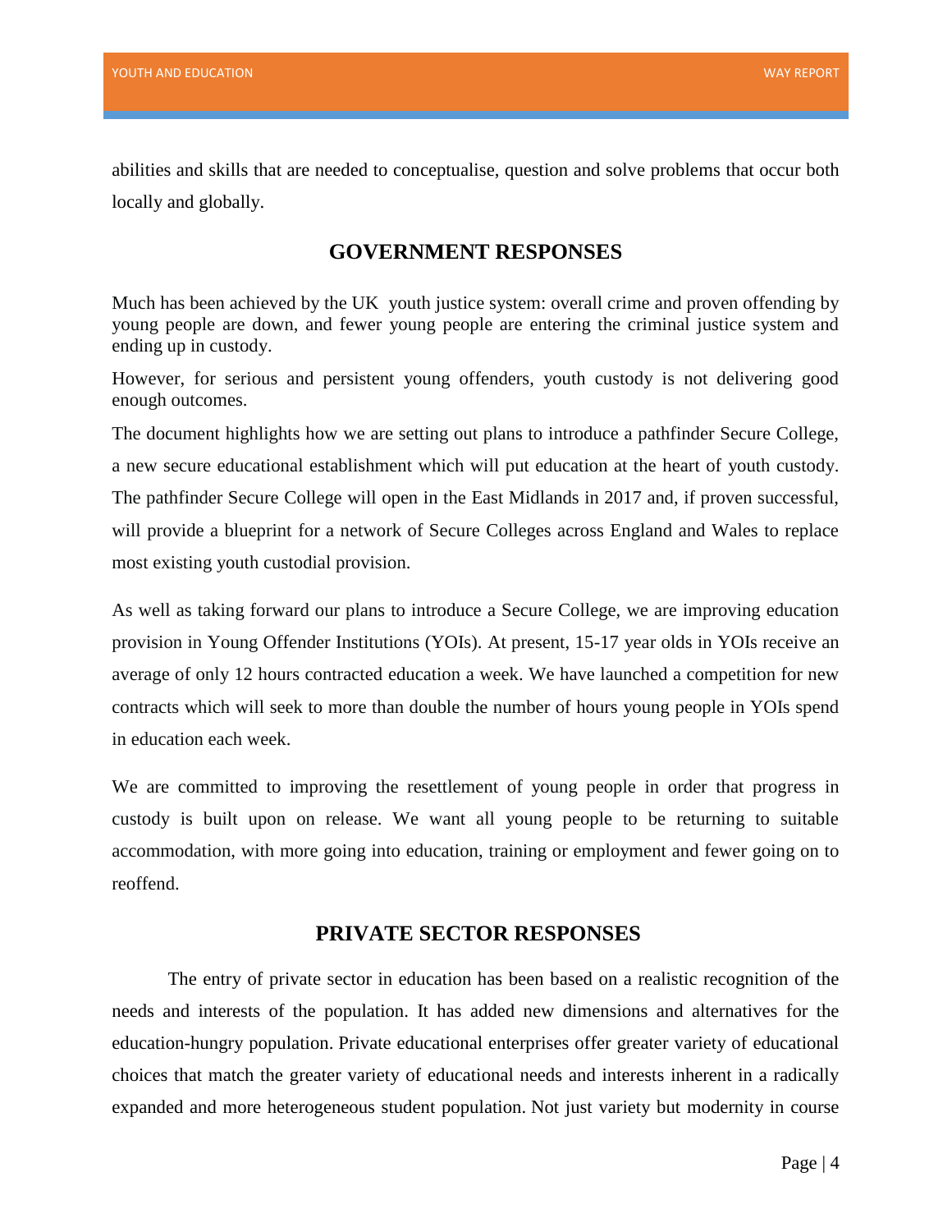abilities and skills that are needed to conceptualise, question and solve problems that occur both locally and globally.

## GOVERNMENT RESPONSES

Much has been achieved by the UK youth justice system: overall crime and proven offending by young people are down, and fewer young people are entering the criminal justice system and ending up in custody.

However, for serious and persistent young offenders, youth custody is not delivering good enough outcomes.

The document highlights how we are setting out plans to introduce a pathfinder Secure College, a new secure educational establishment which will put education at the heart of youth custody. The pathfinder Secure College will open in the East Midlands in 2017 and, if proven successful, will provide a blueprint for a network of Secure Colleges across England and Wales to replace most existing youth custodial provision.

As well as taking forward our plans to introduce a Secure College, we are improving education provision in Young Offender Institutions (YOIs). At present, 15-17 year olds in YOIs receive an average of only 12 hours contracted education a week. We have launched a competition for new contracts which will seek to more than double the number of hours young people in YOIs spend in education each week.

We are committed to improving the resettlement of young people in order that progress in custody is built upon on release. We want all young people to be returning to suitable accommodation, with more going into education, training or employment and fewer going on to reoffend.

## PRIVATE SECTOR RESPONSES

The entry of private sector in education has been based on a realistic recognition of the needs and interests of the population. It has added new dimensions and alternatives for the education-hungry population. Private educational enterprises offer greater variety of educational choices that match the greater variety of educational needs and interests inherent in a radically expanded and more heterogeneous student population. Not just variety but modernity in course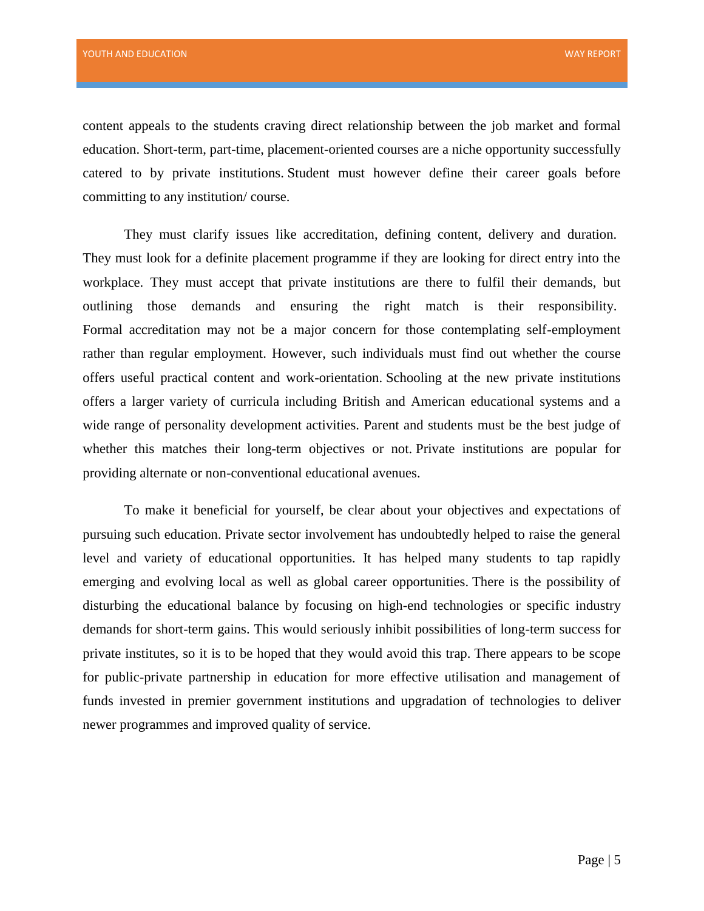content appeals to the students craving direct relationship between the job market and formal education. Short-term, part-time, placement-oriented courses are a niche opportunity successfully catered to by private institutions. Student must however define their career goals before committing to any institution/ course.

They must clarify issues like accreditation, defining content, delivery and duration. They must look for a definite placement programme if they are looking for direct entry into the workplace. They must accept that private institutions are there to fulfil their demands, but outlining those demands and ensuring the right match is their responsibility. Formal accreditation may not be a major concern for those contemplating self-employment rather than regular employment. However, such individuals must find out whether the course offers useful practical content and work-orientation. Schooling at the new private institutions offers a larger variety of curricula including British and American educational systems and a wide range of personality development activities. Parent and students must be the best judge of whether this matches their long-term objectives or not. Private institutions are popular for providing alternate or non-conventional educational avenues.

To make it beneficial for yourself, be clear about your objectives and expectations of pursuing such education. Private sector involvement has undoubtedly helped to raise the general level and variety of educational opportunities. It has helped many students to tap rapidly emerging and evolving local as well as global career opportunities. There is the possibility of disturbing the educational balance by focusing on high-end technologies or specific industry demands for short-term gains. This would seriously inhibit possibilities of long-term success for private institutes, so it is to be hoped that they would avoid this trap. There appears to be scope for public-private partnership in education for more effective utilisation and management of funds invested in premier government institutions and upgradation of technologies to deliver newer programmes and improved quality of service.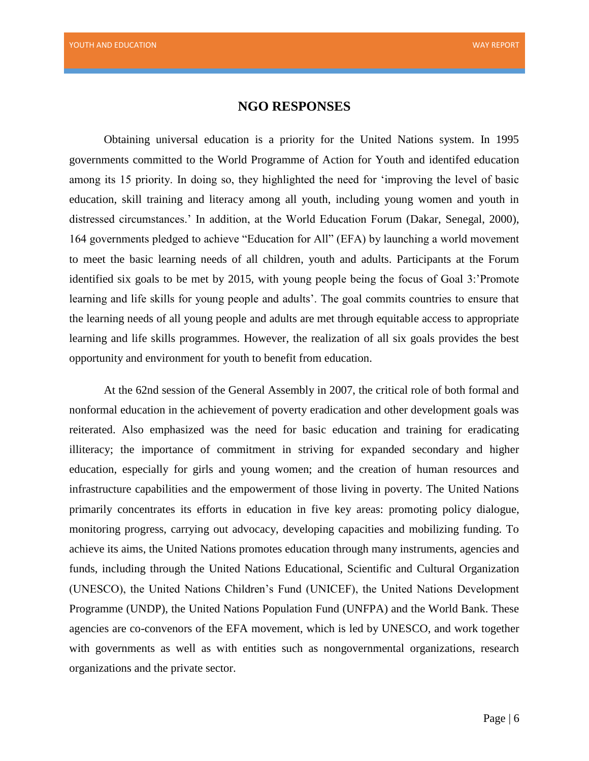## NGO RESPONSES

Obtaining universal education is a priority for the United Nations system. In 1995 governments committed to the World Programme of Action for Youth and identifed education among its 15 priority. In doing so, they highlighted the need for 'improving the level of basic education, skill training and literacy among all youth, including young women and youth in distressed circumstances.' In addition, at the World Education Forum (Dakar, Senegal, 2000), 164 governments pledged to achieve "Education for All" (EFA) by launching a world movement to meet the basic learning needs of all children, youth and adults. Participants at the Forum identified six goals to be met by 2015, with young people being the focus of Goal 3:'Promote learning and life skills for young people and adults'. The goal commits countries to ensure that the learning needs of all young people and adults are met through equitable access to appropriate learning and life skills programmes. However, the realization of all six goals provides the best opportunity and environment for youth to benefit from education.

At the 62nd session of the General Assembly in 2007, the critical role of both formal and nonformal education in the achievement of poverty eradication and other development goals was reiterated. Also emphasized was the need for basic education and training for eradicating illiteracy; the importance of commitment in striving for expanded secondary and higher education, especially for girls and young women; and the creation of human resources and infrastructure capabilities and the empowerment of those living in poverty. The United Nations primarily concentrates its efforts in education in five key areas: promoting policy dialogue, monitoring progress, carrying out advocacy, developing capacities and mobilizing funding. To achieve its aims, the United Nations promotes education through many instruments, agencies and funds, including through the United Nations Educational, Scientific and Cultural Organization (UNESCO), the United Nations Children's Fund (UNICEF), the United Nations Development Programme (UNDP), the United Nations Population Fund (UNFPA) and the World Bank. These agencies are co-convenors of the EFA movement, which is led by UNESCO, and work together with governments as well as with entities such as nongovernmental organizations, research organizations and the private sector.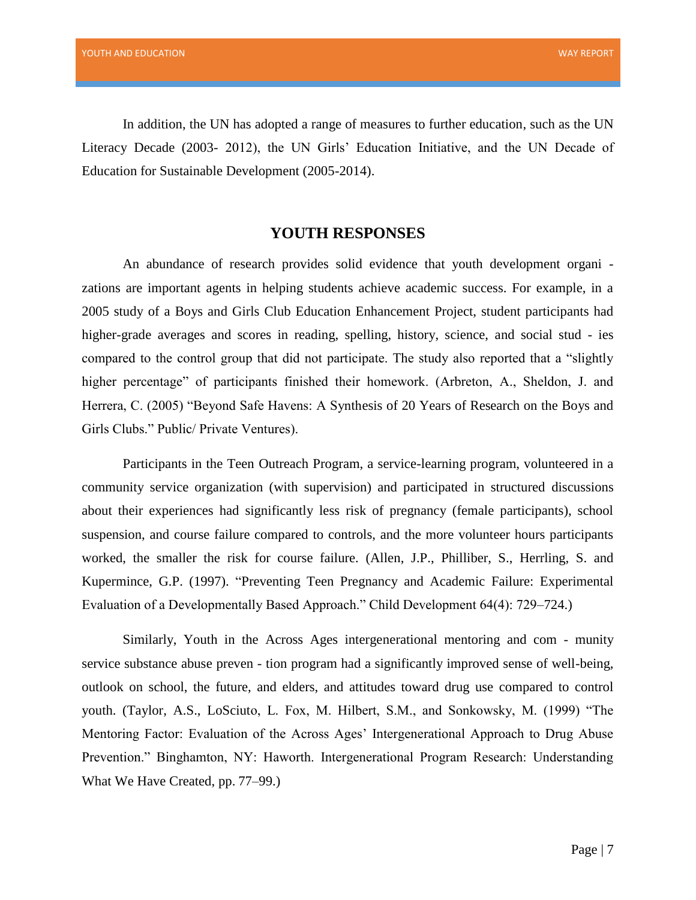In addition, the UN has adopted a range of measures to further education, such as the UN Literacy Decade (2003- 2012), the UN Girls' Education Initiative, and the UN Decade of Education for Sustainable Development (2005-2014).

## YOUTH RESPONSES

An abundance of research provides solid evidence that youth development organi - zations are important agents in helping students achieve academic success. For example, in a 2005 study of a Boys and Girls Club Education Enhancement Project, student participants had higher-grade averages and scores in reading, spelling, history, science, and social stud - ies compared to the control group that did not participate. The study also reported that a "slightly higher percentage" of participants finished their homework. (Arbreton, A., Sheldon, J. and Herrera, C. (2005) "Beyond Safe Havens: A Synthesis of 20 Years of Research on the Boys and Girls Clubs." Public/ Private Ventures).

Participants in the Teen Outreach Program, a service-learning program, volunteered in a community service organization (with supervision) and participated in structured discussions about their experiences had significantly less risk of pregnancy (female participants), school suspension, and course failure compared to controls, and the more volunteer hours participants worked, the smaller the risk for course failure. (Allen, J.P., Philliber, S., Herrling, S. and Kupermince, G.P. (1997). "Preventing Teen Pregnancy and Academic Failure: Experimental Evaluation of a Developmentally Based Approach." Child Development 64(4): 729–724.)

Similarly, Youth in the Across Ages intergenerational mentoring and com - munity service substance abuse preven - tion program had a significantly improved sense of well-being, outlook on school, the future, and elders, and attitudes toward drug use compared to control youth. (Taylor, A.S., LoSciuto, L. Fox, M. Hilbert, S.M., and Sonkowsky, M. (1999) "The Mentoring Factor: Evaluation of the Across Ages' Intergenerational Approach to Drug Abuse Prevention." Binghamton, NY: Haworth. Intergenerational Program Research: Understanding What We Have Created, pp. 77–99.)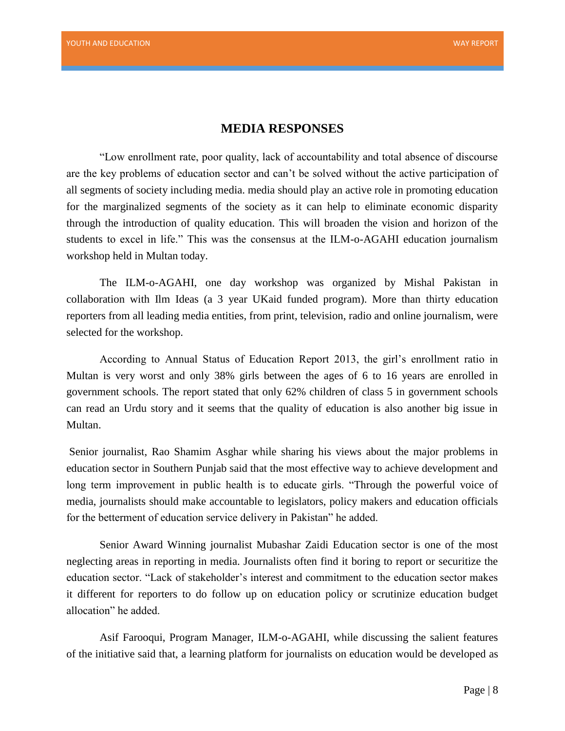## MEDIA RESPONSES

"Low enrollment rate, poor quality, lack of accountability and total absence of discourse are the key problems of education sector and can't be solved without the active participation of all segments of society including media. media should play an active role in promoting education for the marginalized segments of the society as it can help to eliminate economic disparity through the introduction of quality education. This will broaden the vision and horizon of the students to excel in life." This was the consensus at the ILM-o-AGAHI education journalism workshop held in Multan today.

The ILM-o-AGAHI, one day workshop was organized by Mishal Pakistan in collaboration with Ilm Ideas (a 3 year UKaid funded program). More than thirty education reporters from all leading media entities, from print, television, radio and online journalism, were selected for the workshop.

According to Annual Status of Education Report 2013, the girl's enrollment ratio in Multan is very worst and only 38% girls between the ages of 6 to 16 years are enrolled in government schools. The report stated that only 62% children of class 5 in government schools can read an Urdu story and it seems that the quality of education is also another big issue in Multan.

Senior journalist, Rao Shamim Asghar while sharing his views about the major problems in education sector in Southern Punjab said that the most effective way to achieve development and long term improvement in public health is to educate girls. "Through the powerful voice of media, journalists should make accountable to legislators, policy makers and education officials for the betterment of education service delivery in Pakistan" he added.

Senior Award Winning journalist Mubashar Zaidi Education sector is one of the most neglecting areas in reporting in media. Journalists often find it boring to report or securitize the education sector. "Lack of stakeholder's interest and commitment to the education sector makes it different for reporters to do follow up on education policy or scrutinize education budget allocation" he added.

Asif Farooqui, Program Manager, ILM-o-AGAHI, while discussing the salient features of the initiative said that, a learning platform for journalists on education would be developed as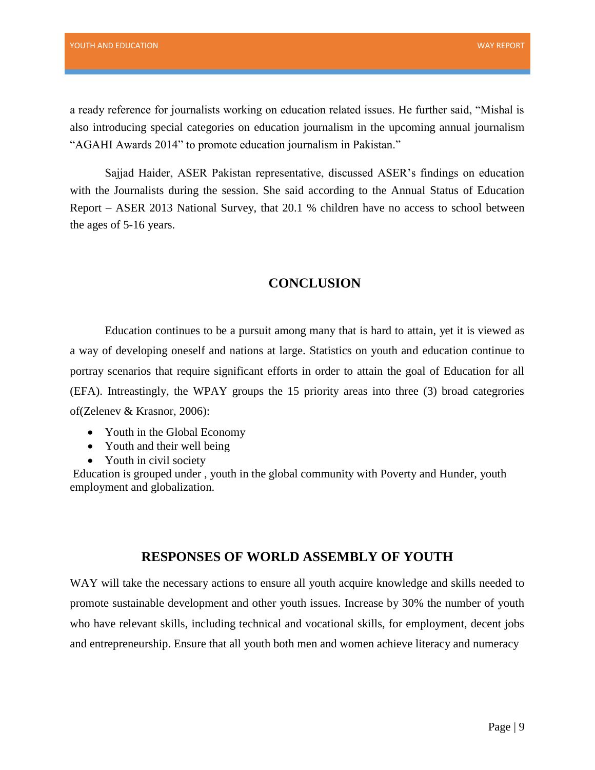a ready reference for journalists working on education related issues. He further said, "Mishal is also introducing special categories on education journalism in the upcoming annual journalism "AGAHI Awards 2014" to promote education journalism in Pakistan."

Sajjad Haider, ASER Pakistan representative, discussed ASER's findings on education with the Journalists during the session. She said according to the Annual Status of Education Report – ASER 2013 National Survey, that 20.1 % children have no access to school between the ages of 5-16 years.

## CONCLUSION

Education continues to be a pursuit among many that is hard to attain, yet it is viewed as a way of developing oneself and nations at large. Statistics on youth and education continue to portray scenarios that require significant efforts in order to attain the goal of Education for all (EFA). Intreastingly, the WPAY groups the 15 priority areas into three (3) broad categrories of(Zelenev & Krasnor, 2006):

- Youth in the Global Economy
- Youth and their well being
- Youth in civil society

Education is grouped under , youth in the global community with Poverty and Hunder, youth employment and globalization.

## RESPONSES OF WORLD ASSEMBLY OF YOUTH

WAY will take the necessary actions to ensure all youth acquire knowledge and skills needed to promote sustainable development and other youth issues. Increase by 30% the number of youth who have relevant skills, including technical and vocational skills, for employment, decent jobs and entrepreneurship. Ensure that all youth both men and women achieve literacy and numeracy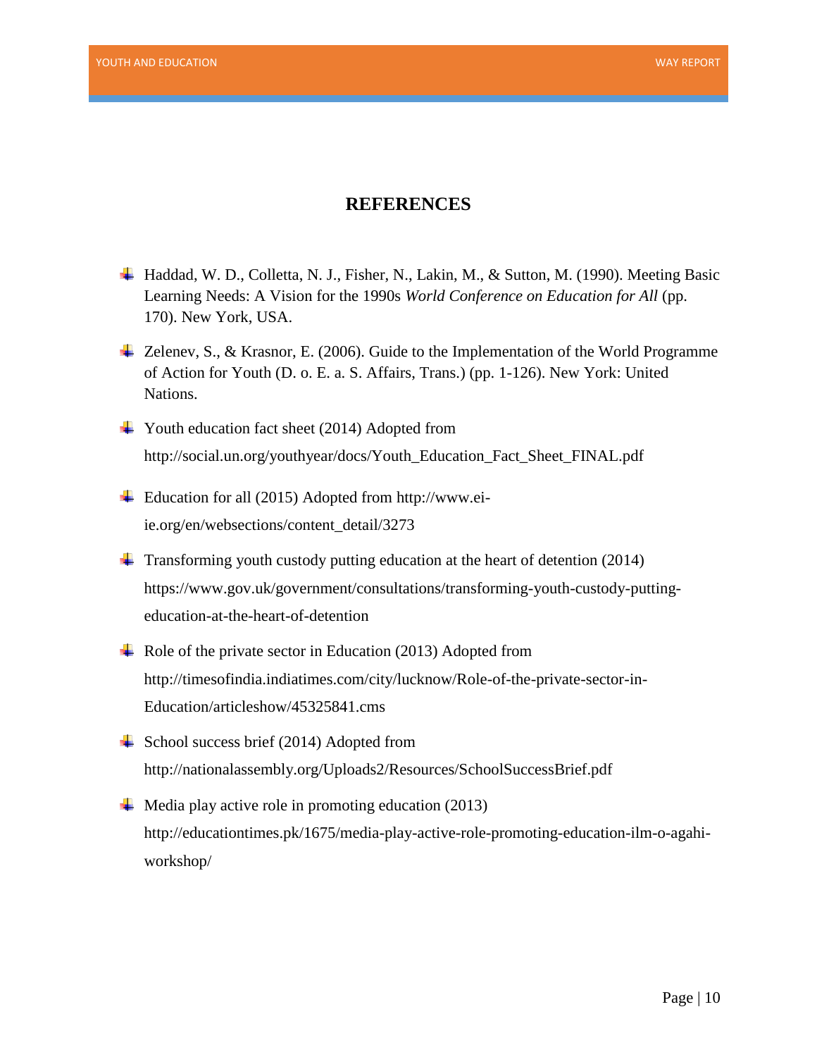# REFERENCES

- Haddad, W. D., Colletta, N. J., Fisher, N., Lakin, M., & Sutton, M. (1990). Meeting Basic Learning Needs: A Vision for the 1990s *World Conference on Education for All* (pp. 170). New York, USA.
- Zelenev, S., & Krasnor, E. (2006). Guide to the Implementation of the World Programme of Action for Youth (D. o. E. a. S. Affairs, Trans.) (pp. 1-126). New York: United Nations.
- Youth education fact sheet (2014) Adopted from http://social.un.org/youthyear/docs/Youth_Education_Fact_Sheet_FINAL.pdf
- Education for all (2015) Adopted from http://www.ei-ie.org/en/websections/content_detail/3273
- Transforming youth custody putting education at the heart of detention (2014) https://www.gov.uk/government/consultations/transforming-youth-custody-putting-education-at-the-heart-of-detention
- Role of the private sector in Education (2013) Adopted from http://timesofindia.indiatimes.com/city/lucknow/Role-of-the-private-sector-in-Education/articleshow/45325841.cms
- School success brief (2014) Adopted from http://nationalassembly.org/Uploads2/Resources/SchoolSuccessBrief.pdf
- Media play active role in promoting education (2013) http://educationtimes.pk/1675/media-play-active-role-promoting-education-ilm-o-agahi-workshop/